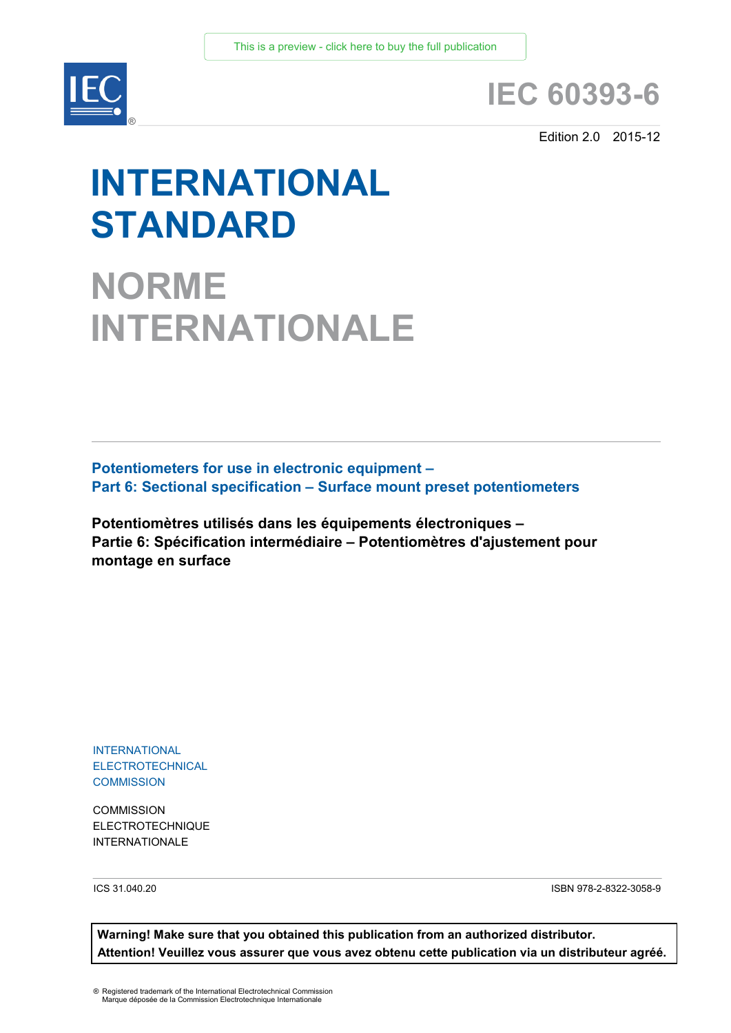This is a preview - click here to buy the full publication

# IEC 60393-6

Edition 2.0 2015-12

# INTERNATIONAL STANDARD

# NORME INTERNATIONALE

**Potentiometers for use in electronic equipment –**
**Part 6: Sectional specification – Surface mount preset potentiometers**

**Potentiomètres utilisés dans les équipements électroniques –**
**Partie 6: Spécification intermédiaire – Potentiomètres d'ajustement pour montage en surface**

INTERNATIONAL
ELECTROTECHNICAL
COMMISSION

COMMISSION
ELECTROTECHNIQUE
INTERNATIONALE

ICS 31.040.20

ISBN 978-2-8322-3058-9

**Warning! Make sure that you obtained this publication from an authorized distributor.**
**Attention! Veuillez vous assurer que vous avez obtenu cette publication via un distributeur agréé.**

® Registered trademark of the International Electrotechnical Commission
Marque déposée de la Commission Electrotechnique Internationale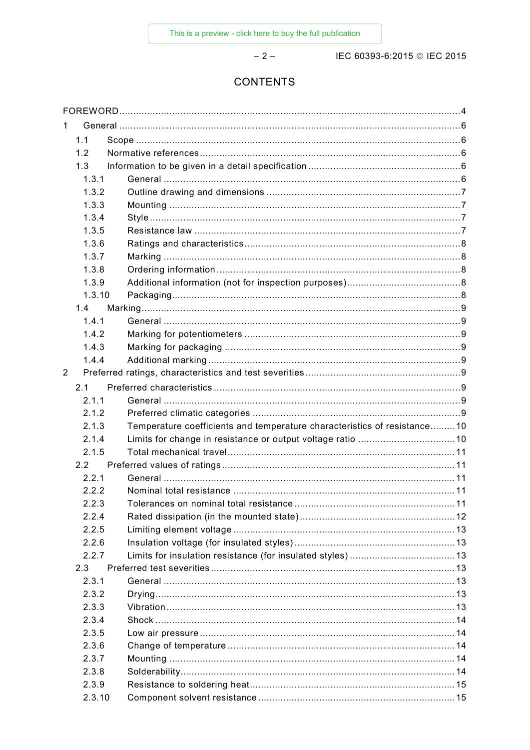# CONTENTS

FOREWORD ... 4

1 General ... 6

- 1.1 Scope ... 6
- 1.2 Normative references ... 6
- 1.3 Information to be given in a detail specification ... 6
  - 1.3.1 General ... 6
  - 1.3.2 Outline drawing and dimensions ... 7
  - 1.3.3 Mounting ... 7
  - 1.3.4 Style ... 7
  - 1.3.5 Resistance law ... 7
  - 1.3.6 Ratings and characteristics ... 8
  - 1.3.7 Marking ... 8
  - 1.3.8 Ordering information ... 8
  - 1.3.9 Additional information (not for inspection purposes) ... 8
  - 1.3.10 Packaging ... 8
- 1.4 Marking ... 9
  - 1.4.1 General ... 9
  - 1.4.2 Marking for potentiometers ... 9
  - 1.4.3 Marking for packaging ... 9
  - 1.4.4 Additional marking ... 9

2 Preferred ratings, characteristics and test severities ... 9

- 2.1 Preferred characteristics ... 9
  - 2.1.1 General ... 9
  - 2.1.2 Preferred climatic categories ... 9
  - 2.1.3 Temperature coefficients and temperature characteristics of resistance ... 10
  - 2.1.4 Limits for change in resistance or output voltage ratio ... 10
  - 2.1.5 Total mechanical travel ... 11
- 2.2 Preferred values of ratings ... 11
  - 2.2.1 General ... 11
  - 2.2.2 Nominal total resistance ... 11
  - 2.2.3 Tolerances on nominal total resistance ... 11
  - 2.2.4 Rated dissipation (in the mounted state) ... 12
  - 2.2.5 Limiting element voltage ... 13
  - 2.2.6 Insulation voltage (for insulated styles) ... 13
  - 2.2.7 Limits for insulation resistance (for insulated styles) ... 13
- 2.3 Preferred test severities ... 13
  - 2.3.1 General ... 13
  - 2.3.2 Drying ... 13
  - 2.3.3 Vibration ... 13
  - 2.3.4 Shock ... 14
  - 2.3.5 Low air pressure ... 14
  - 2.3.6 Change of temperature ... 14
  - 2.3.7 Mounting ... 14
  - 2.3.8 Solderability ... 14
  - 2.3.9 Resistance to soldering heat ... 15
  - 2.3.10 Component solvent resistance ... 15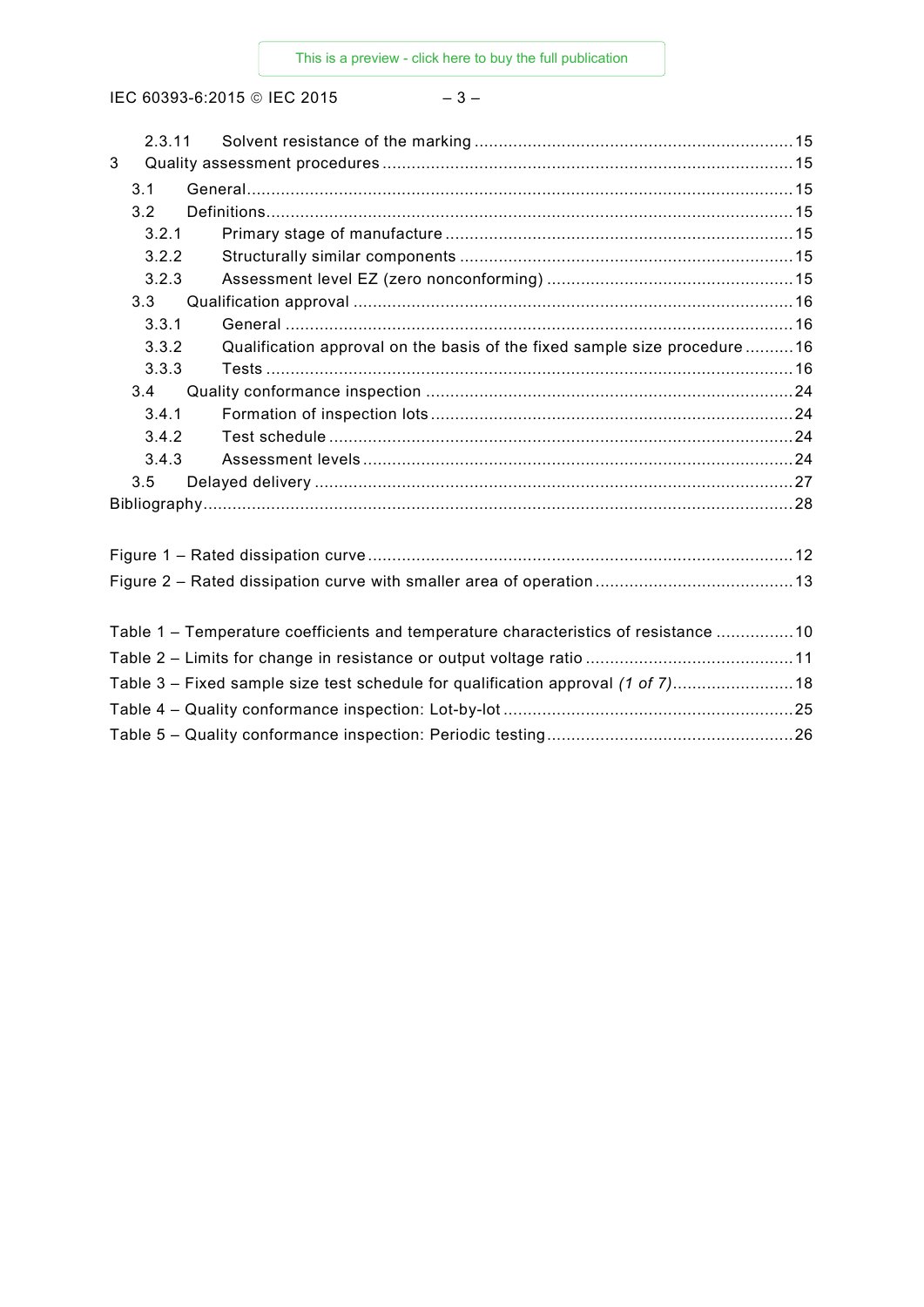2.3.11 Solvent resistance of the marking ..... 15

3 Quality assessment procedures ..... 15

3.1 General ..... 15

3.2 Definitions ..... 15

3.2.1 Primary stage of manufacture ..... 15

3.2.2 Structurally similar components ..... 15

3.2.3 Assessment level EZ (zero nonconforming) ..... 15

3.3 Qualification approval ..... 16

3.3.1 General ..... 16

3.3.2 Qualification approval on the basis of the fixed sample size procedure ..... 16

3.3.3 Tests ..... 16

3.4 Quality conformance inspection ..... 24

3.4.1 Formation of inspection lots ..... 24

3.4.2 Test schedule ..... 24

3.4.3 Assessment levels ..... 24

3.5 Delayed delivery ..... 27

Bibliography ..... 28

Figure 1 – Rated dissipation curve ..... 12

Figure 2 – Rated dissipation curve with smaller area of operation ..... 13

Table 1 – Temperature coefficients and temperature characteristics of resistance ..... 10

Table 2 – Limits for change in resistance or output voltage ratio ..... 11

Table 3 – Fixed sample size test schedule for qualification approval *(1 of 7)* ..... 18

Table 4 – Quality conformance inspection: Lot-by-lot ..... 25

Table 5 – Quality conformance inspection: Periodic testing ..... 26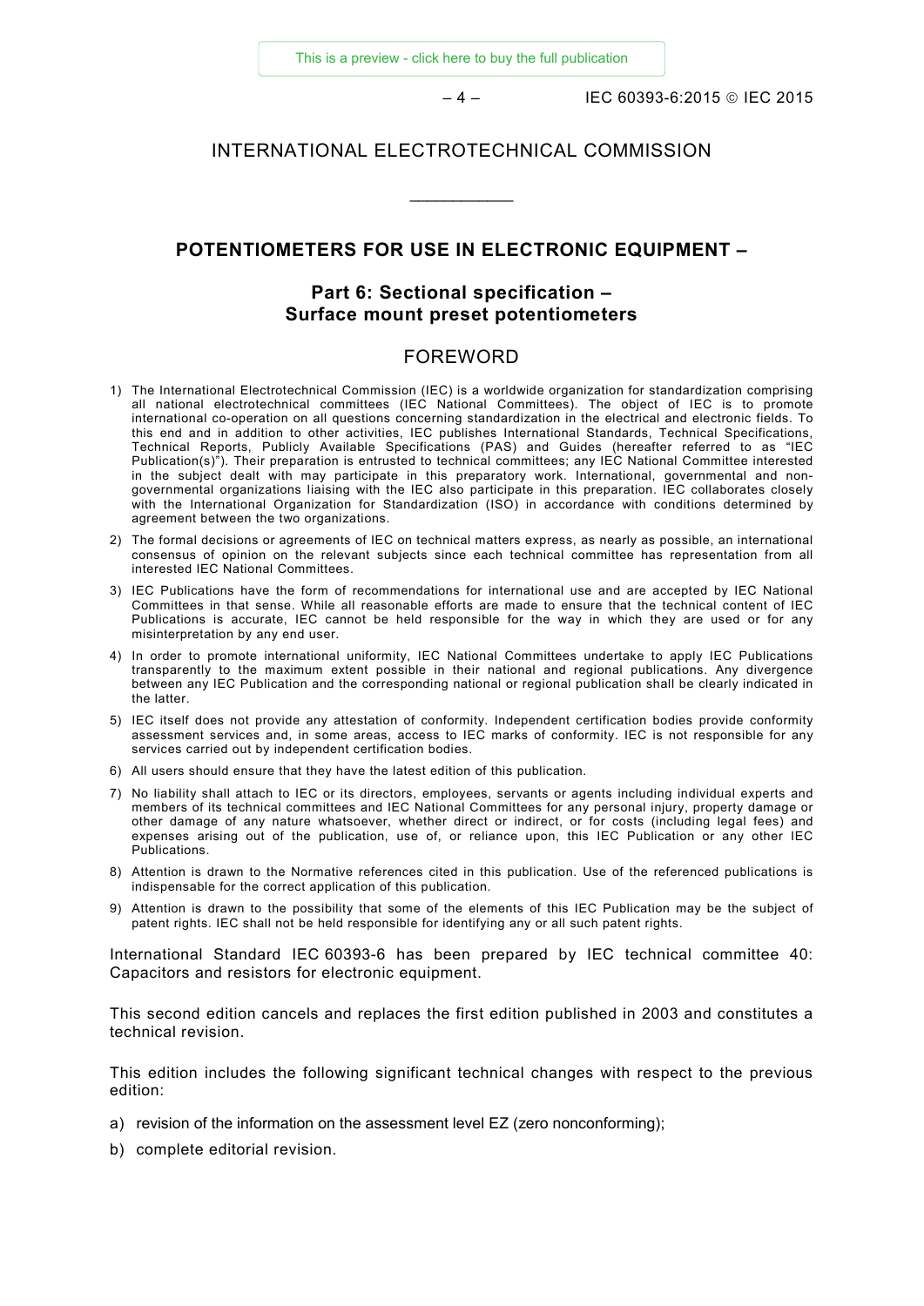# INTERNATIONAL ELECTROTECHNICAL COMMISSION

\_\_\_\_\_\_\_\_\_\_\_\_

## POTENTIOMETERS FOR USE IN ELECTRONIC EQUIPMENT –

## Part 6: Sectional specification – Surface mount preset potentiometers

## FOREWORD

1) The International Electrotechnical Commission (IEC) is a worldwide organization for standardization comprising all national electrotechnical committees (IEC National Committees). The object of IEC is to promote international co-operation on all questions concerning standardization in the electrical and electronic fields. To this end and in addition to other activities, IEC publishes International Standards, Technical Specifications, Technical Reports, Publicly Available Specifications (PAS) and Guides (hereafter referred to as "IEC Publication(s)"). Their preparation is entrusted to technical committees; any IEC National Committee interested in the subject dealt with may participate in this preparatory work. International, governmental and non-governmental organizations liaising with the IEC also participate in this preparation. IEC collaborates closely with the International Organization for Standardization (ISO) in accordance with conditions determined by agreement between the two organizations.
2) The formal decisions or agreements of IEC on technical matters express, as nearly as possible, an international consensus of opinion on the relevant subjects since each technical committee has representation from all interested IEC National Committees.
3) IEC Publications have the form of recommendations for international use and are accepted by IEC National Committees in that sense. While all reasonable efforts are made to ensure that the technical content of IEC Publications is accurate, IEC cannot be held responsible for the way in which they are used or for any misinterpretation by any end user.
4) In order to promote international uniformity, IEC National Committees undertake to apply IEC Publications transparently to the maximum extent possible in their national and regional publications. Any divergence between any IEC Publication and the corresponding national or regional publication shall be clearly indicated in the latter.
5) IEC itself does not provide any attestation of conformity. Independent certification bodies provide conformity assessment services and, in some areas, access to IEC marks of conformity. IEC is not responsible for any services carried out by independent certification bodies.
6) All users should ensure that they have the latest edition of this publication.
7) No liability shall attach to IEC or its directors, employees, servants or agents including individual experts and members of its technical committees and IEC National Committees for any personal injury, property damage or other damage of any nature whatsoever, whether direct or indirect, or for costs (including legal fees) and expenses arising out of the publication, use of, or reliance upon, this IEC Publication or any other IEC Publications.
8) Attention is drawn to the Normative references cited in this publication. Use of the referenced publications is indispensable for the correct application of this publication.
9) Attention is drawn to the possibility that some of the elements of this IEC Publication may be the subject of patent rights. IEC shall not be held responsible for identifying any or all such patent rights.

International Standard IEC 60393-6 has been prepared by IEC technical committee 40: Capacitors and resistors for electronic equipment.

This second edition cancels and replaces the first edition published in 2003 and constitutes a technical revision.

This edition includes the following significant technical changes with respect to the previous edition:

a) revision of the information on the assessment level EZ (zero nonconforming);
b) complete editorial revision.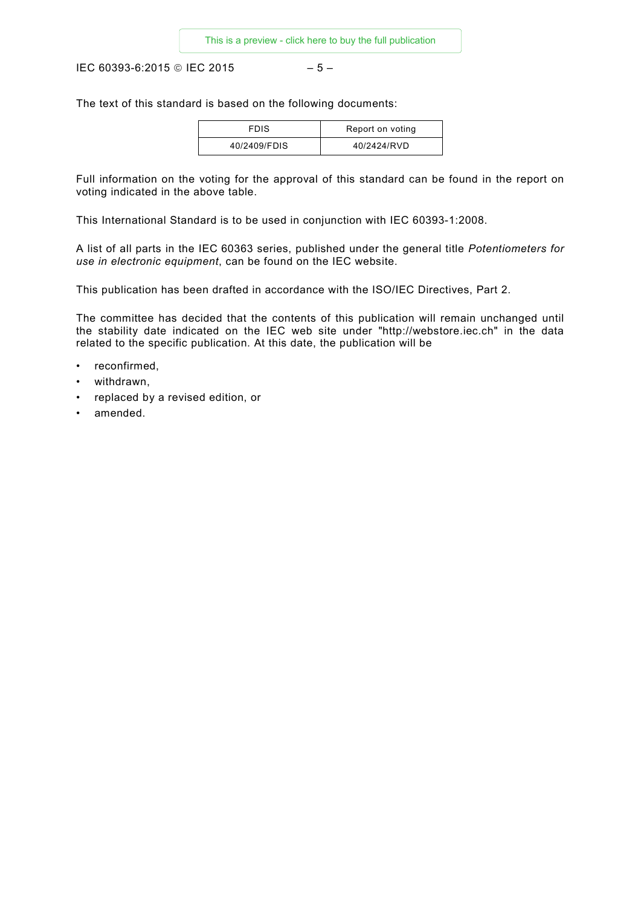The text of this standard is based on the following documents:

| FDIS | Report on voting |
| --- | --- |
| 40/2409/FDIS | 40/2424/RVD |

Full information on the voting for the approval of this standard can be found in the report on voting indicated in the above table.

This International Standard is to be used in conjunction with IEC 60393-1:2008.

A list of all parts in the IEC 60363 series, published under the general title *Potentiometers for use in electronic equipment*, can be found on the IEC website.

This publication has been drafted in accordance with the ISO/IEC Directives, Part 2.

The committee has decided that the contents of this publication will remain unchanged until the stability date indicated on the IEC web site under "http://webstore.iec.ch" in the data related to the specific publication. At this date, the publication will be

- reconfirmed,
- withdrawn,
- replaced by a revised edition, or
- amended.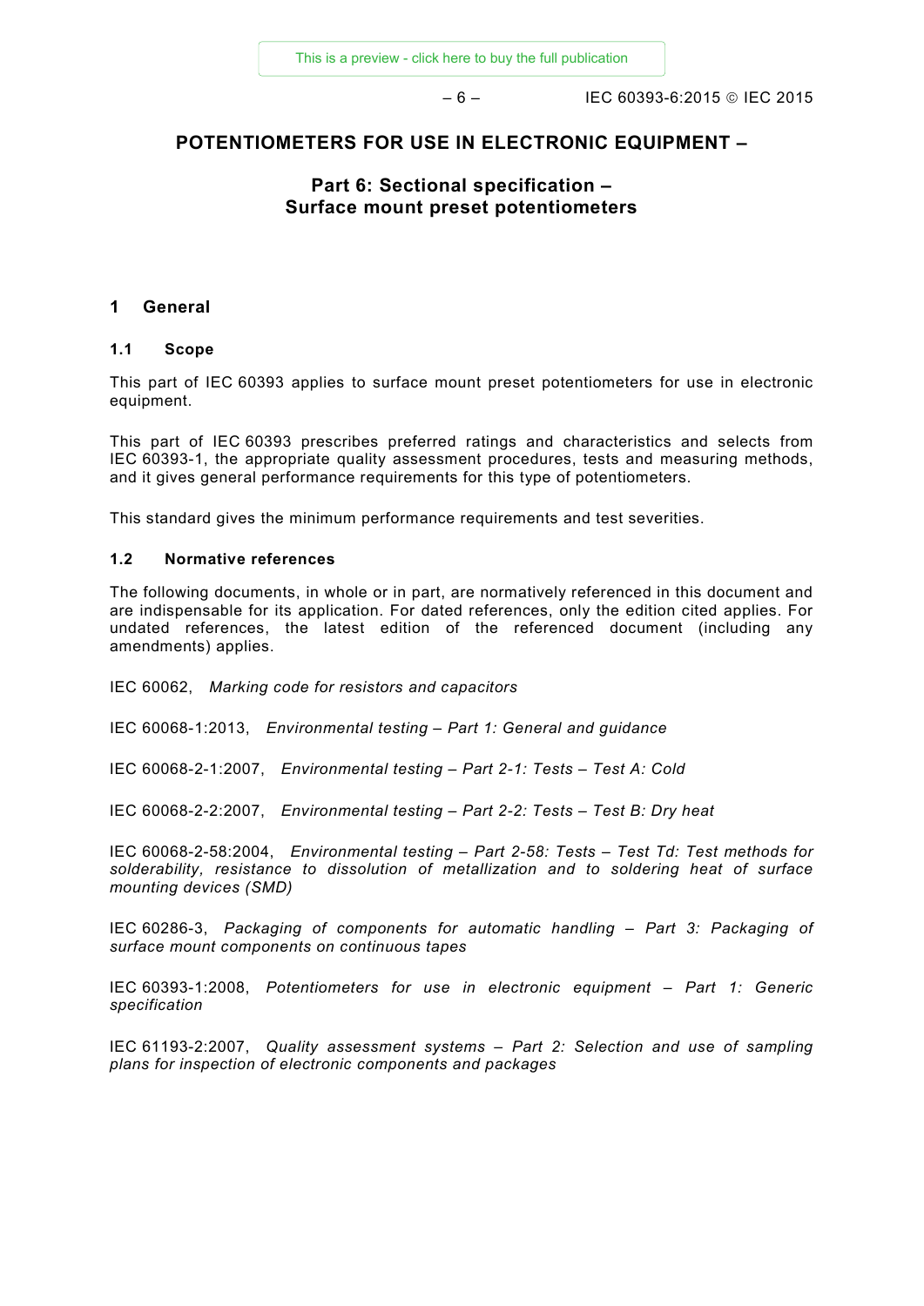# POTENTIOMETERS FOR USE IN ELECTRONIC EQUIPMENT –

## Part 6: Sectional specification – Surface mount preset potentiometers

## 1 General

### 1.1 Scope

This part of IEC 60393 applies to surface mount preset potentiometers for use in electronic equipment.

This part of IEC 60393 prescribes preferred ratings and characteristics and selects from IEC 60393-1, the appropriate quality assessment procedures, tests and measuring methods, and it gives general performance requirements for this type of potentiometers.

This standard gives the minimum performance requirements and test severities.

### 1.2 Normative references

The following documents, in whole or in part, are normatively referenced in this document and are indispensable for its application. For dated references, only the edition cited applies. For undated references, the latest edition of the referenced document (including any amendments) applies.

IEC 60062, *Marking code for resistors and capacitors*

IEC 60068-1:2013, *Environmental testing – Part 1: General and guidance*

IEC 60068-2-1:2007, *Environmental testing – Part 2-1: Tests – Test A: Cold*

IEC 60068-2-2:2007, *Environmental testing – Part 2-2: Tests – Test B: Dry heat*

IEC 60068-2-58:2004, *Environmental testing – Part 2-58: Tests – Test Td: Test methods for solderability, resistance to dissolution of metallization and to soldering heat of surface mounting devices (SMD)*

IEC 60286-3, *Packaging of components for automatic handling – Part 3: Packaging of surface mount components on continuous tapes*

IEC 60393-1:2008, *Potentiometers for use in electronic equipment – Part 1: Generic specification*

IEC 61193-2:2007, *Quality assessment systems – Part 2: Selection and use of sampling plans for inspection of electronic components and packages*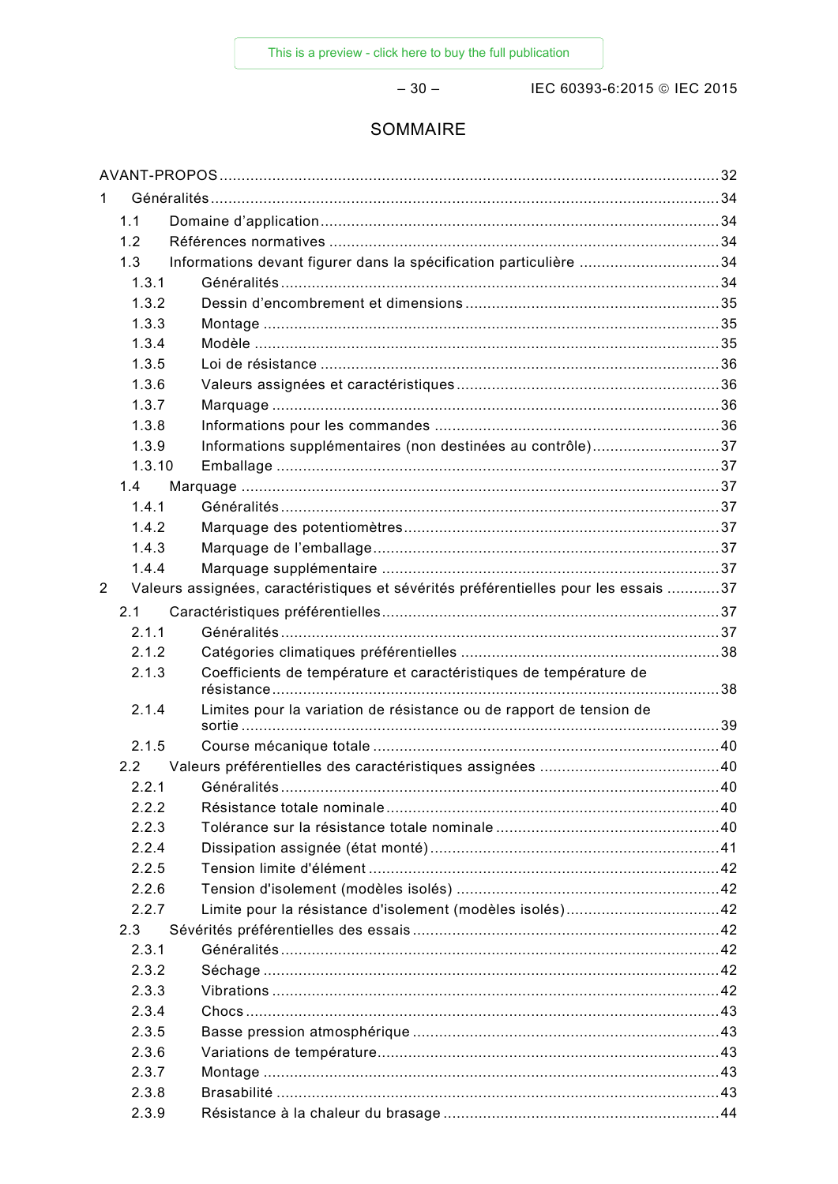# SOMMAIRE

AVANT-PROPOS ........ 32

1 Généralités ........ 34

- 1.1 Domaine d'application ........ 34
- 1.2 Références normatives ........ 34
- 1.3 Informations devant figurer dans la spécification particulière ........ 34
  - 1.3.1 Généralités ........ 34
  - 1.3.2 Dessin d'encombrement et dimensions ........ 35
  - 1.3.3 Montage ........ 35
  - 1.3.4 Modèle ........ 35
  - 1.3.5 Loi de résistance ........ 36
  - 1.3.6 Valeurs assignées et caractéristiques ........ 36
  - 1.3.7 Marquage ........ 36
  - 1.3.8 Informations pour les commandes ........ 36
  - 1.3.9 Informations supplémentaires (non destinées au contrôle) ........ 37
  - 1.3.10 Emballage ........ 37
- 1.4 Marquage ........ 37
  - 1.4.1 Généralités ........ 37
  - 1.4.2 Marquage des potentiomètres ........ 37
  - 1.4.3 Marquage de l'emballage ........ 37
  - 1.4.4 Marquage supplémentaire ........ 37

2 Valeurs assignées, caractéristiques et sévérités préférentielles pour les essais ........ 37

- 2.1 Caractéristiques préférentielles ........ 37
  - 2.1.1 Généralités ........ 37
  - 2.1.2 Catégories climatiques préférentielles ........ 38
  - 2.1.3 Coefficients de température et caractéristiques de température de résistance ........ 38
  - 2.1.4 Limites pour la variation de résistance ou de rapport de tension de sortie ........ 39
  - 2.1.5 Course mécanique totale ........ 40
- 2.2 Valeurs préférentielles des caractéristiques assignées ........ 40
  - 2.2.1 Généralités ........ 40
  - 2.2.2 Résistance totale nominale ........ 40
  - 2.2.3 Tolérance sur la résistance totale nominale ........ 40
  - 2.2.4 Dissipation assignée (état monté) ........ 41
  - 2.2.5 Tension limite d'élément ........ 42
  - 2.2.6 Tension d'isolement (modèles isolés) ........ 42
  - 2.2.7 Limite pour la résistance d'isolement (modèles isolés) ........ 42
- 2.3 Sévérités préférentielles des essais ........ 42
  - 2.3.1 Généralités ........ 42
  - 2.3.2 Séchage ........ 42
  - 2.3.3 Vibrations ........ 42
  - 2.3.4 Chocs ........ 43
  - 2.3.5 Basse pression atmosphérique ........ 43
  - 2.3.6 Variations de température ........ 43
  - 2.3.7 Montage ........ 43
  - 2.3.8 Brasabilité ........ 43
  - 2.3.9 Résistance à la chaleur du brasage ........ 44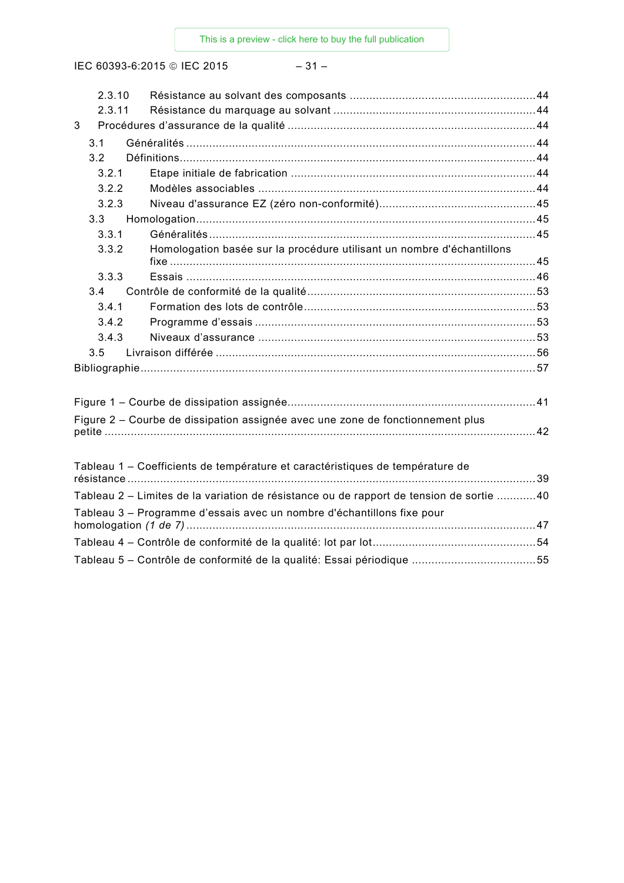2.3.10 Résistance au solvant des composants .......................................................... 44
2.3.11 Résistance du marquage au solvant ............................................................ 44
3 Procédures d'assurance de la qualité ........................................................................ 44
3.1 Généralités ........................................................................................................ 44
3.2 Définitions .......................................................................................................... 44
3.2.1 Etape initiale de fabrication ........................................................................ 44
3.2.2 Modèles associables ................................................................................... 44
3.2.3 Niveau d'assurance EZ (zéro non-conformité) ............................................. 45
3.3 Homologation ..................................................................................................... 45
3.3.1 Généralités ................................................................................................. 45
3.3.2 Homologation basée sur la procédure utilisant un nombre d'échantillons fixe ..................................................................................................................... 45
3.3.3 Essais ......................................................................................................... 46
3.4 Contrôle de conformité de la qualité ..................................................................... 53
3.4.1 Formation des lots de contrôle .................................................................... 53
3.4.2 Programme d'essais .................................................................................... 53
3.4.3 Niveaux d'assurance ................................................................................... 53
3.5 Livraison différée ................................................................................................ 56
Bibliographie ............................................................................................................... 57

Figure 1 – Courbe de dissipation assignée ................................................................... 41
Figure 2 – Courbe de dissipation assignée avec une zone de fonctionnement plus petite ........................................................................................................................... 42

Tableau 1 – Coefficients de température et caractéristiques de température de résistance ..................................................................................................................... 39
Tableau 2 – Limites de la variation de résistance ou de rapport de tension de sortie ............ 40
Tableau 3 – Programme d'essais avec un nombre d'échantillons fixe pour homologation *(1 de 7)* ..................................................................................................... 47
Tableau 4 – Contrôle de conformité de la qualité: lot par lot .......................................... 54
Tableau 5 – Contrôle de conformité de la qualité: Essai périodique ................................ 55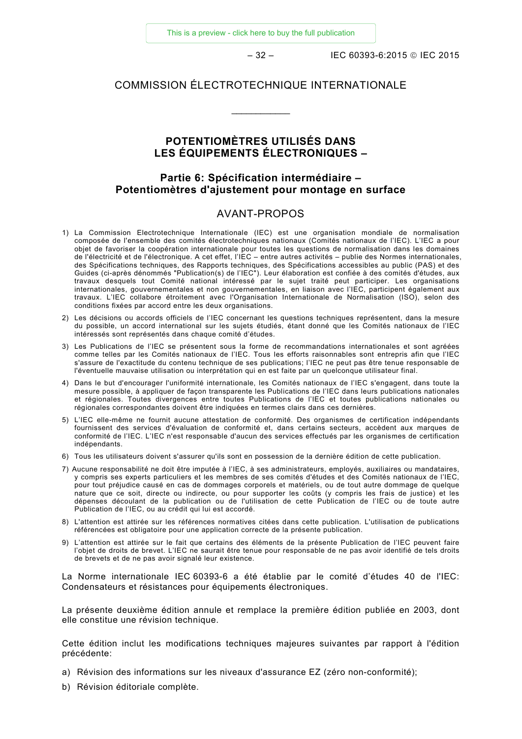# COMMISSION ÉLECTROTECHNIQUE INTERNATIONALE

___________

## POTENTIOMÈTRES UTILISÉS DANS LES ÉQUIPEMENTS ÉLECTRONIQUES –

### Partie 6: Spécification intermédiaire – Potentiomètres d'ajustement pour montage en surface

## AVANT-PROPOS

1) La Commission Electrotechnique Internationale (IEC) est une organisation mondiale de normalisation composée de l'ensemble des comités électrotechniques nationaux (Comités nationaux de l'IEC). L'IEC a pour objet de favoriser la coopération internationale pour toutes les questions de normalisation dans les domaines de l'électricité et de l'électronique. A cet effet, l'IEC – entre autres activités – publie des Normes internationales, des Spécifications techniques, des Rapports techniques, des Spécifications accessibles au public (PAS) et des Guides (ci-après dénommés "Publication(s) de l'IEC"). Leur élaboration est confiée à des comités d'études, aux travaux desquels tout Comité national intéressé par le sujet traité peut participer. Les organisations internationales, gouvernementales et non gouvernementales, en liaison avec l'IEC, participent également aux travaux. L'IEC collabore étroitement avec l'Organisation Internationale de Normalisation (ISO), selon des conditions fixées par accord entre les deux organisations.

2) Les décisions ou accords officiels de l'IEC concernant les questions techniques représentent, dans la mesure du possible, un accord international sur les sujets étudiés, étant donné que les Comités nationaux de l'IEC intéressés sont représentés dans chaque comité d'études.

3) Les Publications de l'IEC se présentent sous la forme de recommandations internationales et sont agréées comme telles par les Comités nationaux de l'IEC. Tous les efforts raisonnables sont entrepris afin que l'IEC s'assure de l'exactitude du contenu technique de ses publications; l'IEC ne peut pas être tenue responsable de l'éventuelle mauvaise utilisation ou interprétation qui en est faite par un quelconque utilisateur final.

4) Dans le but d'encourager l'uniformité internationale, les Comités nationaux de l'IEC s'engagent, dans toute la mesure possible, à appliquer de façon transparente les Publications de l'IEC dans leurs publications nationales et régionales. Toutes divergences entre toutes Publications de l'IEC et toutes publications nationales ou régionales correspondantes doivent être indiquées en termes clairs dans ces dernières.

5) L'IEC elle-même ne fournit aucune attestation de conformité. Des organismes de certification indépendants fournissent des services d'évaluation de conformité et, dans certains secteurs, accèdent aux marques de conformité de l'IEC. L'IEC n'est responsable d'aucun des services effectués par les organismes de certification indépendants.

6) Tous les utilisateurs doivent s'assurer qu'ils sont en possession de la dernière édition de cette publication.

7) Aucune responsabilité ne doit être imputée à l'IEC, à ses administrateurs, employés, auxiliaires ou mandataires, y compris ses experts particuliers et les membres de ses comités d'études et des Comités nationaux de l'IEC, pour tout préjudice causé en cas de dommages corporels et matériels, ou de tout autre dommage de quelque nature que ce soit, directe ou indirecte, ou pour supporter les coûts (y compris les frais de justice) et les dépenses découlant de la publication ou de l'utilisation de cette Publication de l'IEC ou de toute autre Publication de l'IEC, ou au crédit qui lui est accordé.

8) L'attention est attirée sur les références normatives citées dans cette publication. L'utilisation de publications référencées est obligatoire pour une application correcte de la présente publication.

9) L'attention est attirée sur le fait que certains des éléments de la présente Publication de l'IEC peuvent faire l'objet de droits de brevet. L'IEC ne saurait être tenue pour responsable de ne pas avoir identifié de tels droits de brevets et de ne pas avoir signalé leur existence.

La Norme internationale IEC 60393-6 a été établie par le comité d'études 40 de l'IEC: Condensateurs et résistances pour équipements électroniques.

La présente deuxième édition annule et remplace la première édition publiée en 2003, dont elle constitue une révision technique.

Cette édition inclut les modifications techniques majeures suivantes par rapport à l'édition précédente:

a) Révision des informations sur les niveaux d'assurance EZ (zéro non-conformité);

b) Révision éditoriale complète.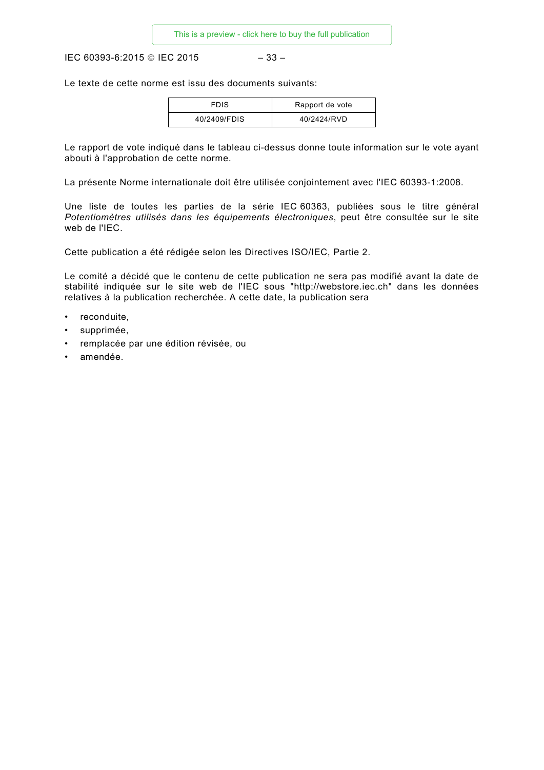Le texte de cette norme est issu des documents suivants:

| FDIS | Rapport de vote |
| --- | --- |
| 40/2409/FDIS | 40/2424/RVD |

Le rapport de vote indiqué dans le tableau ci-dessus donne toute information sur le vote ayant abouti à l'approbation de cette norme.

La présente Norme internationale doit être utilisée conjointement avec l'IEC 60393-1:2008.

Une liste de toutes les parties de la série IEC 60363, publiées sous le titre général *Potentiomètres utilisés dans les équipements électroniques*, peut être consultée sur le site web de l'IEC.

Cette publication a été rédigée selon les Directives ISO/IEC, Partie 2.

Le comité a décidé que le contenu de cette publication ne sera pas modifié avant la date de stabilité indiquée sur le site web de l'IEC sous "http://webstore.iec.ch" dans les données relatives à la publication recherchée. A cette date, la publication sera

- reconduite,
- supprimée,
- remplacée par une édition révisée, ou
- amendée.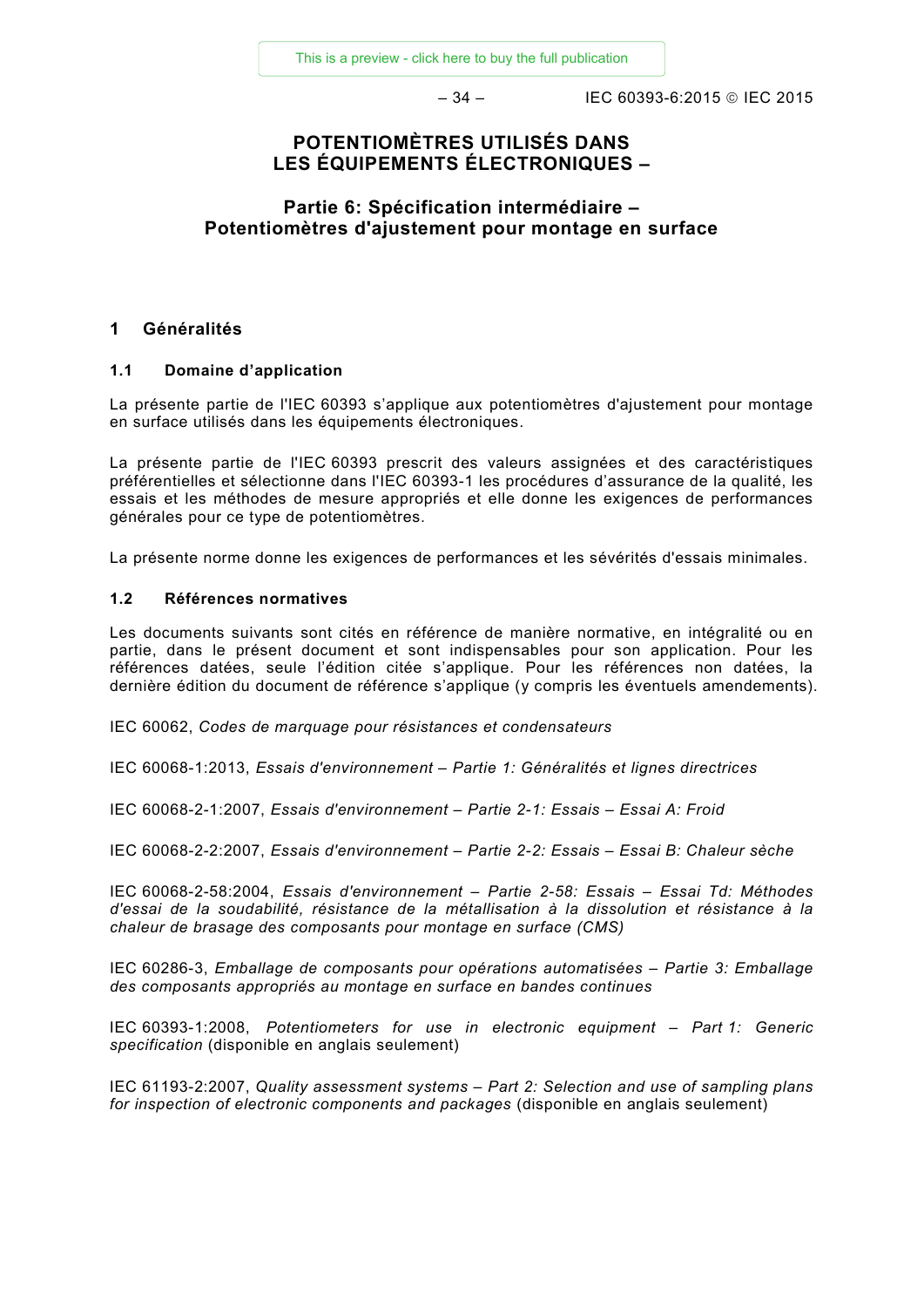# POTENTIOMÈTRES UTILISÉS DANS LES ÉQUIPEMENTS ÉLECTRONIQUES –

## Partie 6: Spécification intermédiaire – Potentiomètres d'ajustement pour montage en surface

## 1 Généralités

### 1.1 Domaine d'application

La présente partie de l'IEC 60393 s'applique aux potentiomètres d'ajustement pour montage en surface utilisés dans les équipements électroniques.

La présente partie de l'IEC 60393 prescrit des valeurs assignées et des caractéristiques préférentielles et sélectionne dans l'IEC 60393-1 les procédures d'assurance de la qualité, les essais et les méthodes de mesure appropriés et elle donne les exigences de performances générales pour ce type de potentiomètres.

La présente norme donne les exigences de performances et les sévérités d'essais minimales.

### 1.2 Références normatives

Les documents suivants sont cités en référence de manière normative, en intégralité ou en partie, dans le présent document et sont indispensables pour son application. Pour les références datées, seule l'édition citée s'applique. Pour les références non datées, la dernière édition du document de référence s'applique (y compris les éventuels amendements).

IEC 60062, *Codes de marquage pour résistances et condensateurs*

IEC 60068-1:2013, *Essais d'environnement – Partie 1: Généralités et lignes directrices*

IEC 60068-2-1:2007, *Essais d'environnement – Partie 2-1: Essais – Essai A: Froid*

IEC 60068-2-2:2007, *Essais d'environnement – Partie 2-2: Essais – Essai B: Chaleur sèche*

IEC 60068-2-58:2004, *Essais d'environnement – Partie 2-58: Essais – Essai Td: Méthodes d'essai de la soudabilité, résistance de la métallisation à la dissolution et résistance à la chaleur de brasage des composants pour montage en surface (CMS)*

IEC 60286-3, *Emballage de composants pour opérations automatisées – Partie 3: Emballage des composants appropriés au montage en surface en bandes continues*

IEC 60393-1:2008, *Potentiometers for use in electronic equipment – Part 1: Generic specification* (disponible en anglais seulement)

IEC 61193-2:2007, *Quality assessment systems – Part 2: Selection and use of sampling plans for inspection of electronic components and packages* (disponible en anglais seulement)